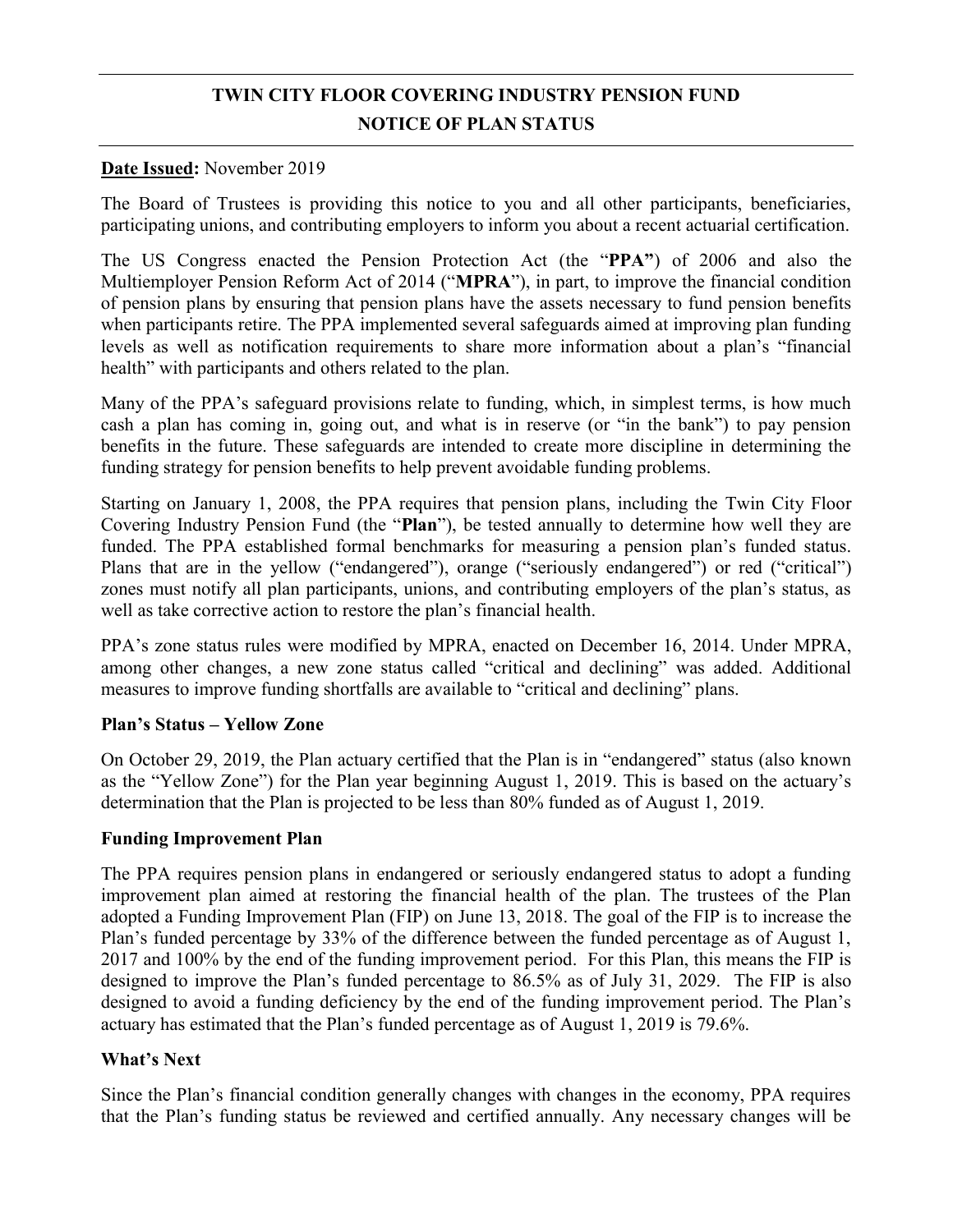# TWIN CITY FLOOR COVERING INDUSTRY PENSION FUND
# NOTICE OF PLAN STATUS

**Date Issued:** November 2019

The Board of Trustees is providing this notice to you and all other participants, beneficiaries, participating unions, and contributing employers to inform you about a recent actuarial certification.

The US Congress enacted the Pension Protection Act (the "**PPA"**) of 2006 and also the Multiemployer Pension Reform Act of 2014 ("**MPRA**"), in part, to improve the financial condition of pension plans by ensuring that pension plans have the assets necessary to fund pension benefits when participants retire. The PPA implemented several safeguards aimed at improving plan funding levels as well as notification requirements to share more information about a plan's "financial health" with participants and others related to the plan.

Many of the PPA's safeguard provisions relate to funding, which, in simplest terms, is how much cash a plan has coming in, going out, and what is in reserve (or "in the bank") to pay pension benefits in the future. These safeguards are intended to create more discipline in determining the funding strategy for pension benefits to help prevent avoidable funding problems.

Starting on January 1, 2008, the PPA requires that pension plans, including the Twin City Floor Covering Industry Pension Fund (the "**Plan**"), be tested annually to determine how well they are funded. The PPA established formal benchmarks for measuring a pension plan's funded status. Plans that are in the yellow ("endangered"), orange ("seriously endangered") or red ("critical") zones must notify all plan participants, unions, and contributing employers of the plan's status, as well as take corrective action to restore the plan's financial health.

PPA's zone status rules were modified by MPRA, enacted on December 16, 2014. Under MPRA, among other changes, a new zone status called "critical and declining" was added. Additional measures to improve funding shortfalls are available to "critical and declining" plans.

### Plan's Status – Yellow Zone

On October 29, 2019, the Plan actuary certified that the Plan is in "endangered" status (also known as the "Yellow Zone") for the Plan year beginning August 1, 2019. This is based on the actuary's determination that the Plan is projected to be less than 80% funded as of August 1, 2019.

### Funding Improvement Plan

The PPA requires pension plans in endangered or seriously endangered status to adopt a funding improvement plan aimed at restoring the financial health of the plan. The trustees of the Plan adopted a Funding Improvement Plan (FIP) on June 13, 2018. The goal of the FIP is to increase the Plan's funded percentage by 33% of the difference between the funded percentage as of August 1, 2017 and 100% by the end of the funding improvement period. For this Plan, this means the FIP is designed to improve the Plan's funded percentage to 86.5% as of July 31, 2029. The FIP is also designed to avoid a funding deficiency by the end of the funding improvement period. The Plan's actuary has estimated that the Plan's funded percentage as of August 1, 2019 is 79.6%.

### What's Next

Since the Plan's financial condition generally changes with changes in the economy, PPA requires that the Plan's funding status be reviewed and certified annually. Any necessary changes will be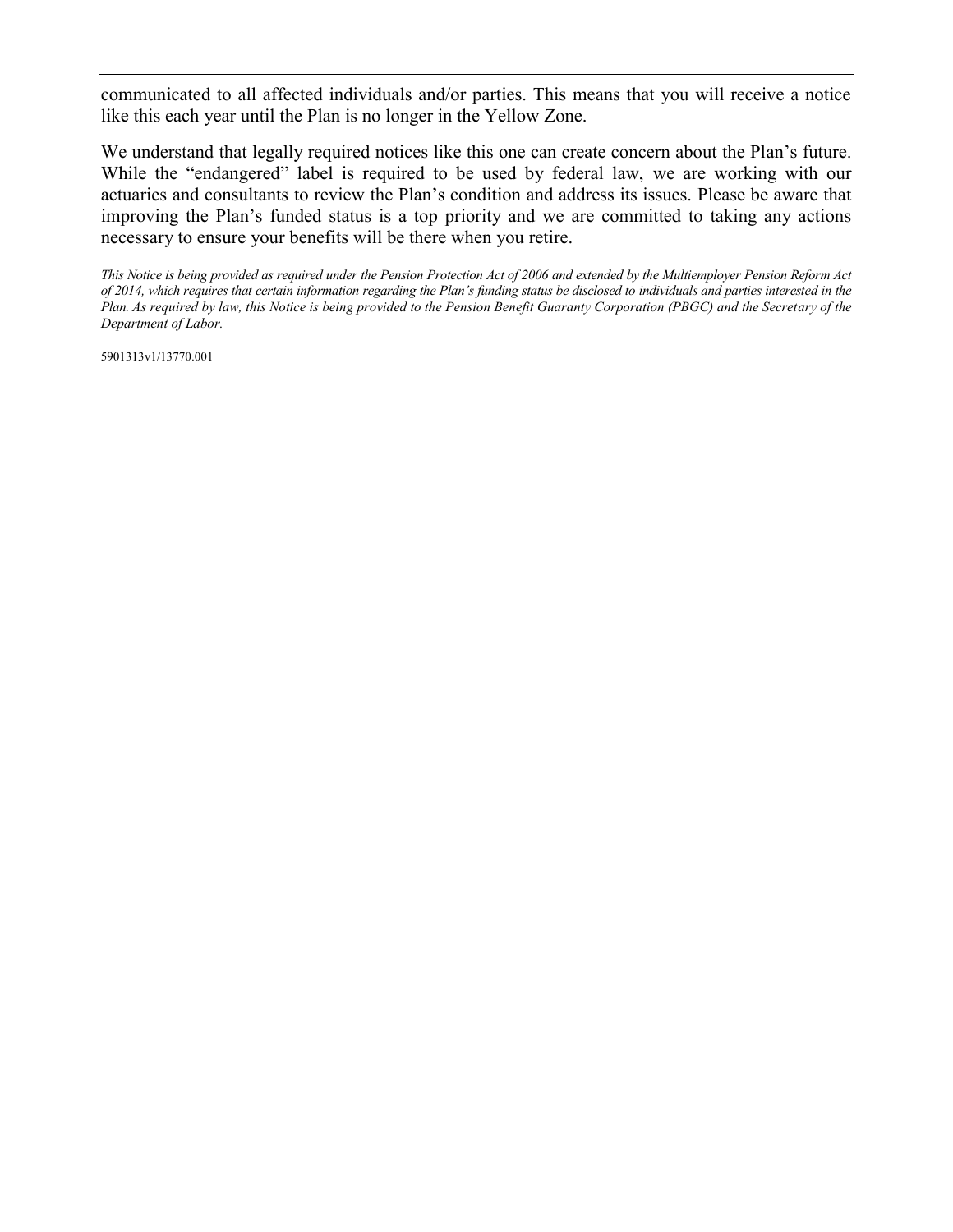communicated to all affected individuals and/or parties. This means that you will receive a notice like this each year until the Plan is no longer in the Yellow Zone.

We understand that legally required notices like this one can create concern about the Plan's future. While the "endangered" label is required to be used by federal law, we are working with our actuaries and consultants to review the Plan's condition and address its issues. Please be aware that improving the Plan's funded status is a top priority and we are committed to taking any actions necessary to ensure your benefits will be there when you retire.

*This Notice is being provided as required under the Pension Protection Act of 2006 and extended by the Multiemployer Pension Reform Act of 2014, which requires that certain information regarding the Plan's funding status be disclosed to individuals and parties interested in the Plan. As required by law, this Notice is being provided to the Pension Benefit Guaranty Corporation (PBGC) and the Secretary of the Department of Labor.*

5901313v1/13770.001